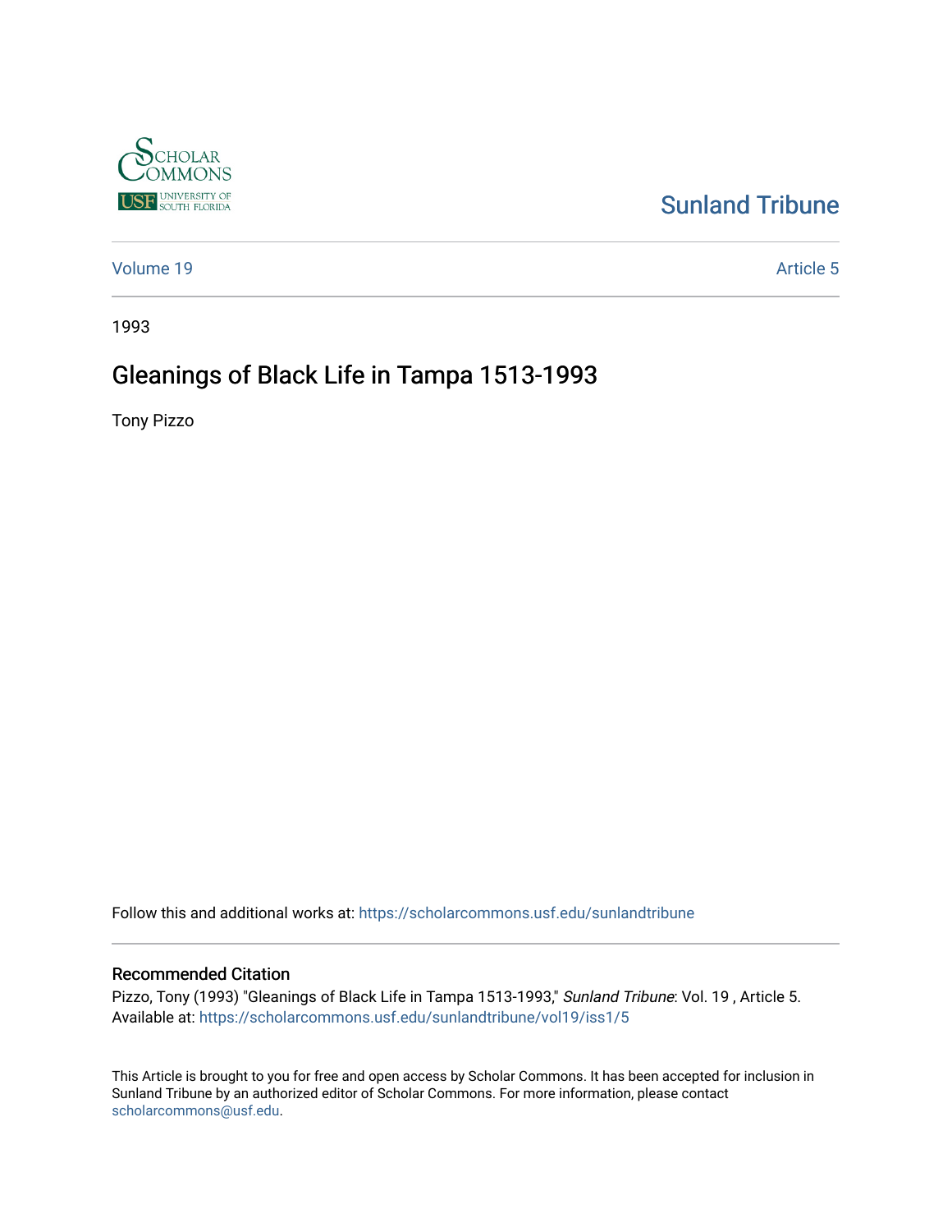Sunland Tribune

Volume 19 | Article 5

1993

# Gleanings of Black Life in Tampa 1513-1993

Tony Pizzo

Follow this and additional works at: https://scholarcommons.usf.edu/sunlandtribune

## Recommended Citation

Pizzo, Tony (1993) "Gleanings of Black Life in Tampa 1513-1993," *Sunland Tribune*: Vol. 19 , Article 5.
Available at: https://scholarcommons.usf.edu/sunlandtribune/vol19/iss1/5

This Article is brought to you for free and open access by Scholar Commons. It has been accepted for inclusion in Sunland Tribune by an authorized editor of Scholar Commons. For more information, please contact scholarcommons@usf.edu.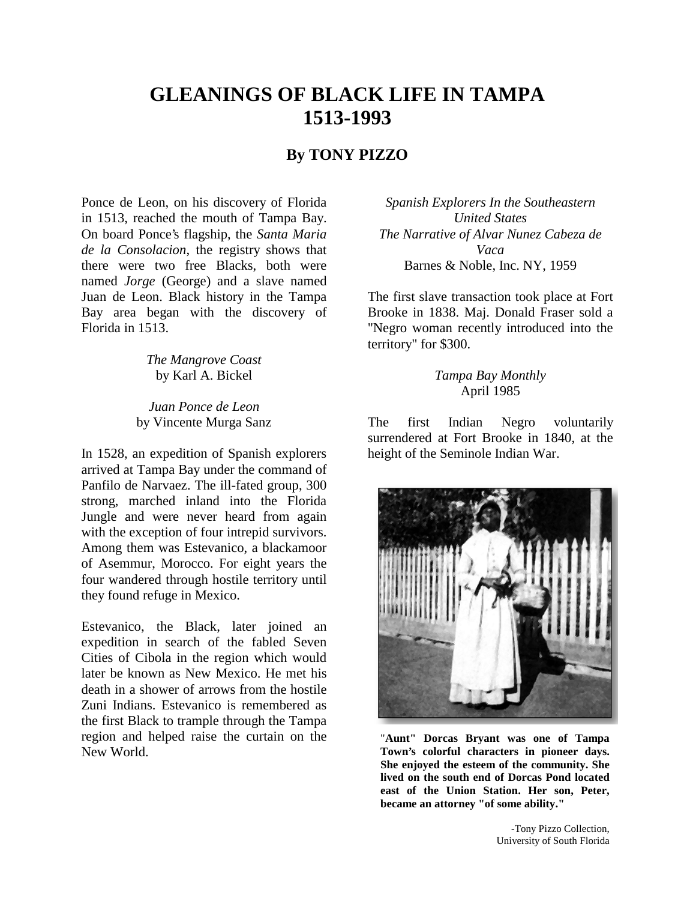# GLEANINGS OF BLACK LIFE IN TAMPA 1513-1993

## By TONY PIZZO

Ponce de Leon, on his discovery of Florida in 1513, reached the mouth of Tampa Bay. On board Ponce's flagship, the *Santa Maria de la Consolacion*, the registry shows that there were two free Blacks, both were named *Jorge* (George) and a slave named Juan de Leon. Black history in the Tampa Bay area began with the discovery of Florida in 1513.

*The Mangrove Coast*
by Karl A. Bickel

*Juan Ponce de Leon*
by Vincente Murga Sanz

In 1528, an expedition of Spanish explorers arrived at Tampa Bay under the command of Panfilo de Narvaez. The ill-fated group, 300 strong, marched inland into the Florida Jungle and were never heard from again with the exception of four intrepid survivors. Among them was Estevanico, a blackamoor of Asemmur, Morocco. For eight years the four wandered through hostile territory until they found refuge in Mexico.

Estevanico, the Black, later joined an expedition in search of the fabled Seven Cities of Cibola in the region which would later be known as New Mexico. He met his death in a shower of arrows from the hostile Zuni Indians. Estevanico is remembered as the first Black to trample through the Tampa region and helped raise the curtain on the New World.

*Spanish Explorers In the Southeastern United States*
*The Narrative of Alvar Nunez Cabeza de Vaca*
Barnes & Noble, Inc. NY, 1959

The first slave transaction took place at Fort Brooke in 1838. Maj. Donald Fraser sold a "Negro woman recently introduced into the territory" for $300.

*Tampa Bay Monthly*
April 1985

The first Indian Negro voluntarily surrendered at Fort Brooke in 1840, at the height of the Seminole Indian War.

**"Aunt" Dorcas Bryant was one of Tampa Town's colorful characters in pioneer days. She enjoyed the esteem of the community. She lived on the south end of Dorcas Pond located east of the Union Station. Her son, Peter, became an attorney "of some ability."**

-Tony Pizzo Collection,
University of South Florida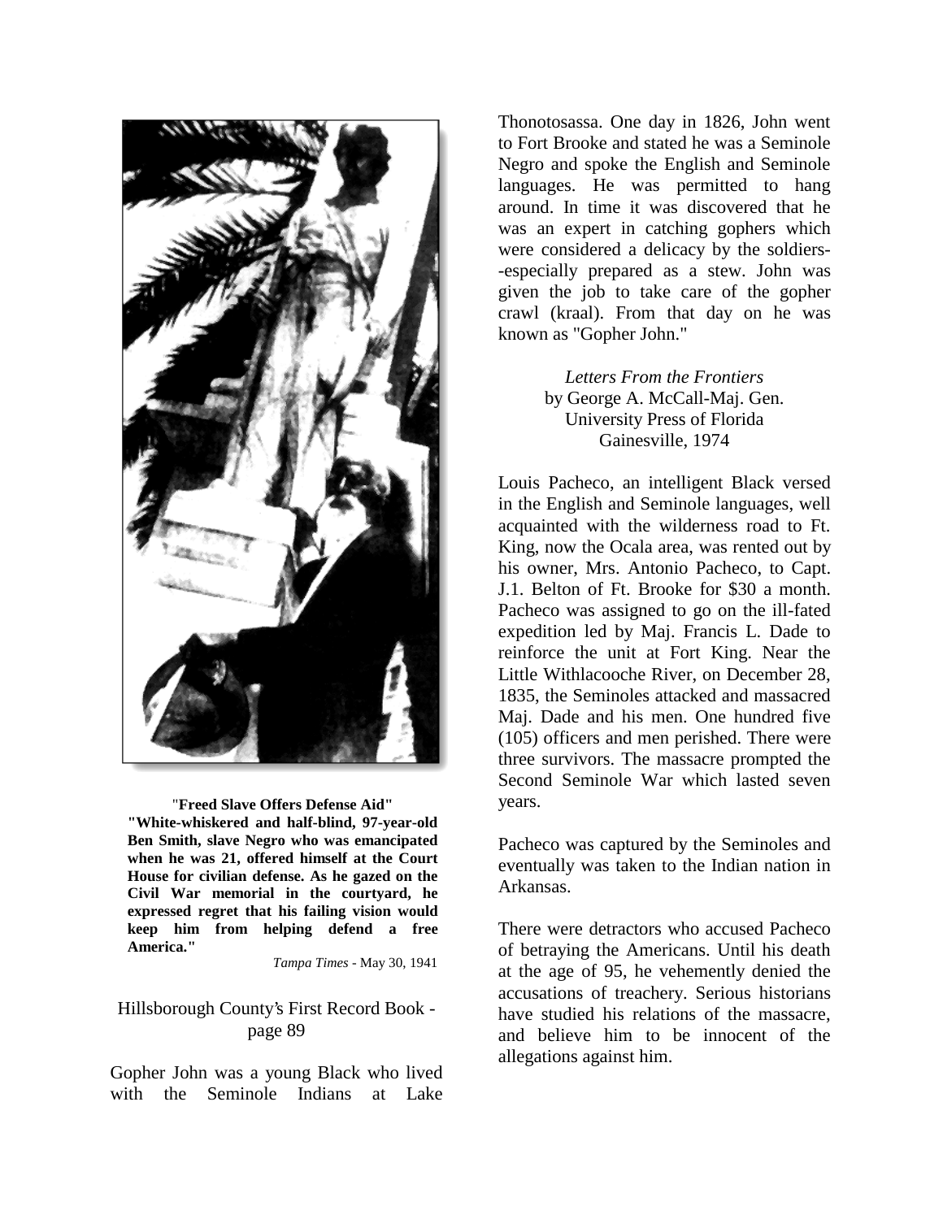**"Freed Slave Offers Defense Aid"**

**"White-whiskered and half-blind, 97-year-old Ben Smith, slave Negro who was emancipated when he was 21, offered himself at the Court House for civilian defense. As he gazed on the Civil War memorial in the courtyard, he expressed regret that his failing vision would keep him from helping defend a free America."**

*Tampa Times* - May 30, 1941

Hillsborough County's First Record Book - page 89

Gopher John was a young Black who lived with the Seminole Indians at Lake Thonotosassa. One day in 1826, John went to Fort Brooke and stated he was a Seminole Negro and spoke the English and Seminole languages. He was permitted to hang around. In time it was discovered that he was an expert in catching gophers which were considered a delicacy by the soldiers--especially prepared as a stew. John was given the job to take care of the gopher crawl (kraal). From that day on he was known as "Gopher John."

*Letters From the Frontiers*
by George A. McCall-Maj. Gen.
University Press of Florida
Gainesville, 1974

Louis Pacheco, an intelligent Black versed in the English and Seminole languages, well acquainted with the wilderness road to Ft. King, now the Ocala area, was rented out by his owner, Mrs. Antonio Pacheco, to Capt. J.1. Belton of Ft. Brooke for $30 a month. Pacheco was assigned to go on the ill-fated expedition led by Maj. Francis L. Dade to reinforce the unit at Fort King. Near the Little Withlacooche River, on December 28, 1835, the Seminoles attacked and massacred Maj. Dade and his men. One hundred five (105) officers and men perished. There were three survivors. The massacre prompted the Second Seminole War which lasted seven years.

Pacheco was captured by the Seminoles and eventually was taken to the Indian nation in Arkansas.

There were detractors who accused Pacheco of betraying the Americans. Until his death at the age of 95, he vehemently denied the accusations of treachery. Serious historians have studied his relations of the massacre, and believe him to be innocent of the allegations against him.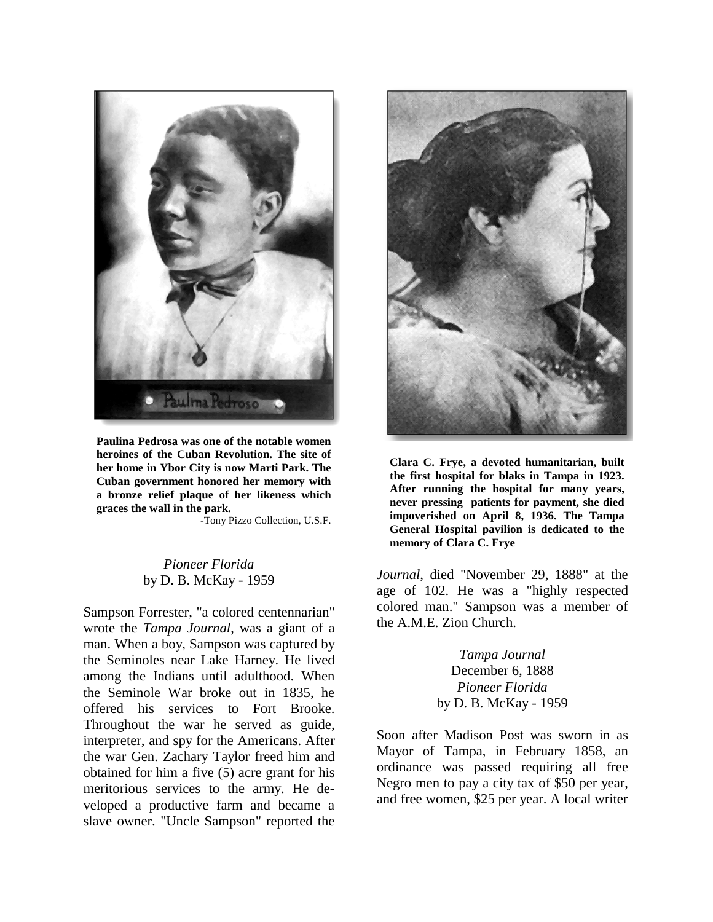Paulina Pedroso

**Paulina Pedrosa was one of the notable women heroines of the Cuban Revolution. The site of her home in Ybor City is now Marti Park. The Cuban government honored her memory with a bronze relief plaque of her likeness which graces the wall in the park.**

-Tony Pizzo Collection, U.S.F.

**Clara C. Frye, a devoted humanitarian, built the first hospital for blaks in Tampa in 1923. After running the hospital for many years, never pressing patients for payment, she died impoverished on April 8, 1936. The Tampa General Hospital pavilion is dedicated to the memory of Clara C. Frye**

*Pioneer Florida*
by D. B. McKay - 1959

Sampson Forrester, "a colored centennarian" wrote the *Tampa Journal*, was a giant of a man. When a boy, Sampson was captured by the Seminoles near Lake Harney. He lived among the Indians until adulthood. When the Seminole War broke out in 1835, he offered his services to Fort Brooke. Throughout the war he served as guide, interpreter, and spy for the Americans. After the war Gen. Zachary Taylor freed him and obtained for him a five (5) acre grant for his meritorious services to the army. He developed a productive farm and became a slave owner. "Uncle Sampson" reported the *Journal*, died "November 29, 1888" at the age of 102. He was a "highly respected colored man." Sampson was a member of the A.M.E. Zion Church.

*Tampa Journal*
December 6, 1888
*Pioneer Florida*
by D. B. McKay - 1959

Soon after Madison Post was sworn in as Mayor of Tampa, in February 1858, an ordinance was passed requiring all free Negro men to pay a city tax of $50 per year, and free women, $25 per year. A local writer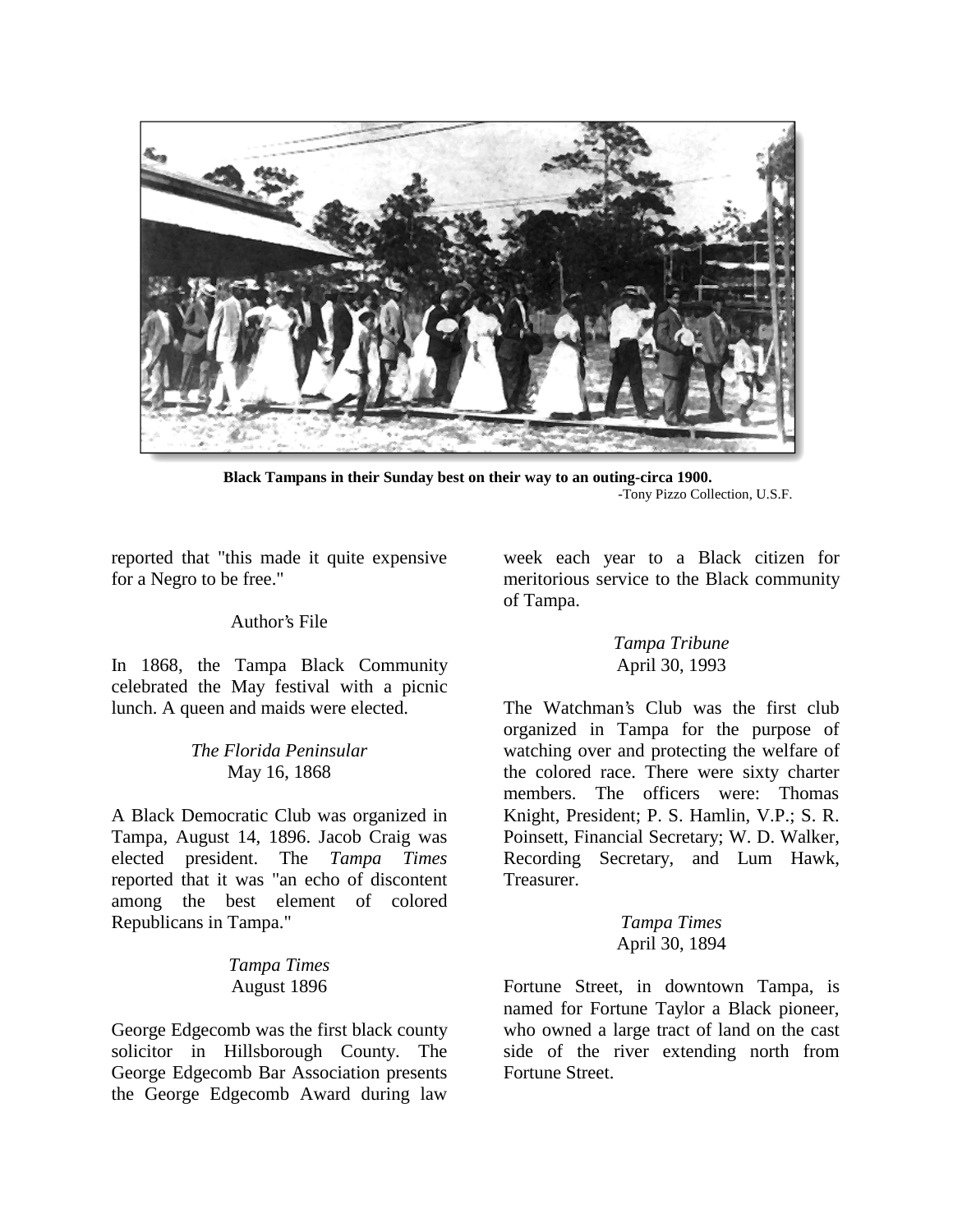**Black Tampans in their Sunday best on their way to an outing-circa 1900.**

-Tony Pizzo Collection, U.S.F.

reported that "this made it quite expensive for a Negro to be free."

Author's File

In 1868, the Tampa Black Community celebrated the May festival with a picnic lunch. A queen and maids were elected.

*The Florida Peninsular*
May 16, 1868

A Black Democratic Club was organized in Tampa, August 14, 1896. Jacob Craig was elected president. The *Tampa Times* reported that it was "an echo of discontent among the best element of colored Republicans in Tampa."

*Tampa Times*
August 1896

George Edgecomb was the first black county solicitor in Hillsborough County. The George Edgecomb Bar Association presents the George Edgecomb Award during law week each year to a Black citizen for meritorious service to the Black community of Tampa.

*Tampa Tribune*
April 30, 1993

The Watchman's Club was the first club organized in Tampa for the purpose of watching over and protecting the welfare of the colored race. There were sixty charter members. The officers were: Thomas Knight, President; P. S. Hamlin, V.P.; S. R. Poinsett, Financial Secretary; W. D. Walker, Recording Secretary, and Lum Hawk, Treasurer.

*Tampa Times*
April 30, 1894

Fortune Street, in downtown Tampa, is named for Fortune Taylor a Black pioneer, who owned a large tract of land on the cast side of the river extending north from Fortune Street.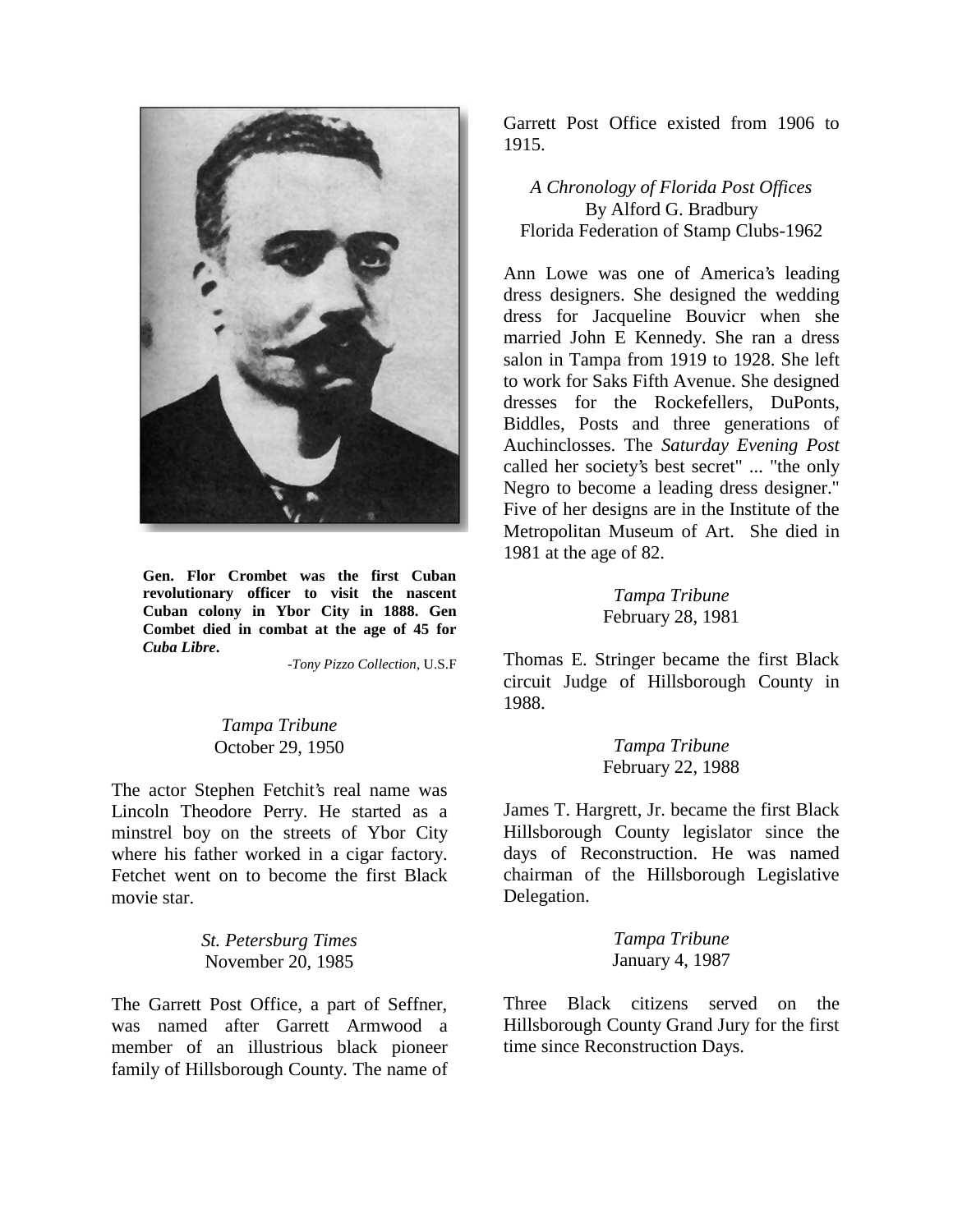**Gen. Flor Crombet was the first Cuban revolutionary officer to visit the nascent Cuban colony in Ybor City in 1888. Gen Combet died in combat at the age of 45 for *Cuba Libre*.**

-*Tony Pizzo Collection*, U.S.F

*Tampa Tribune*
October 29, 1950

The actor Stephen Fetchit's real name was Lincoln Theodore Perry. He started as a minstrel boy on the streets of Ybor City where his father worked in a cigar factory. Fetchet went on to become the first Black movie star.

*St. Petersburg Times*
November 20, 1985

The Garrett Post Office, a part of Seffner, was named after Garrett Armwood a member of an illustrious black pioneer family of Hillsborough County. The name of Garrett Post Office existed from 1906 to 1915.

*A Chronology of Florida Post Offices*
By Alford G. Bradbury
Florida Federation of Stamp Clubs-1962

Ann Lowe was one of America's leading dress designers. She designed the wedding dress for Jacqueline Bouvicr when she married John E Kennedy. She ran a dress salon in Tampa from 1919 to 1928. She left to work for Saks Fifth Avenue. She designed dresses for the Rockefellers, DuPonts, Biddles, Posts and three generations of Auchinclosses. The *Saturday Evening Post* called her society's best secret" ... "the only Negro to become a leading dress designer." Five of her designs are in the Institute of the Metropolitan Museum of Art. She died in 1981 at the age of 82.

*Tampa Tribune*
February 28, 1981

Thomas E. Stringer became the first Black circuit Judge of Hillsborough County in 1988.

*Tampa Tribune*
February 22, 1988

James T. Hargrett, Jr. became the first Black Hillsborough County legislator since the days of Reconstruction. He was named chairman of the Hillsborough Legislative Delegation.

*Tampa Tribune*
January 4, 1987

Three Black citizens served on the Hillsborough County Grand Jury for the first time since Reconstruction Days.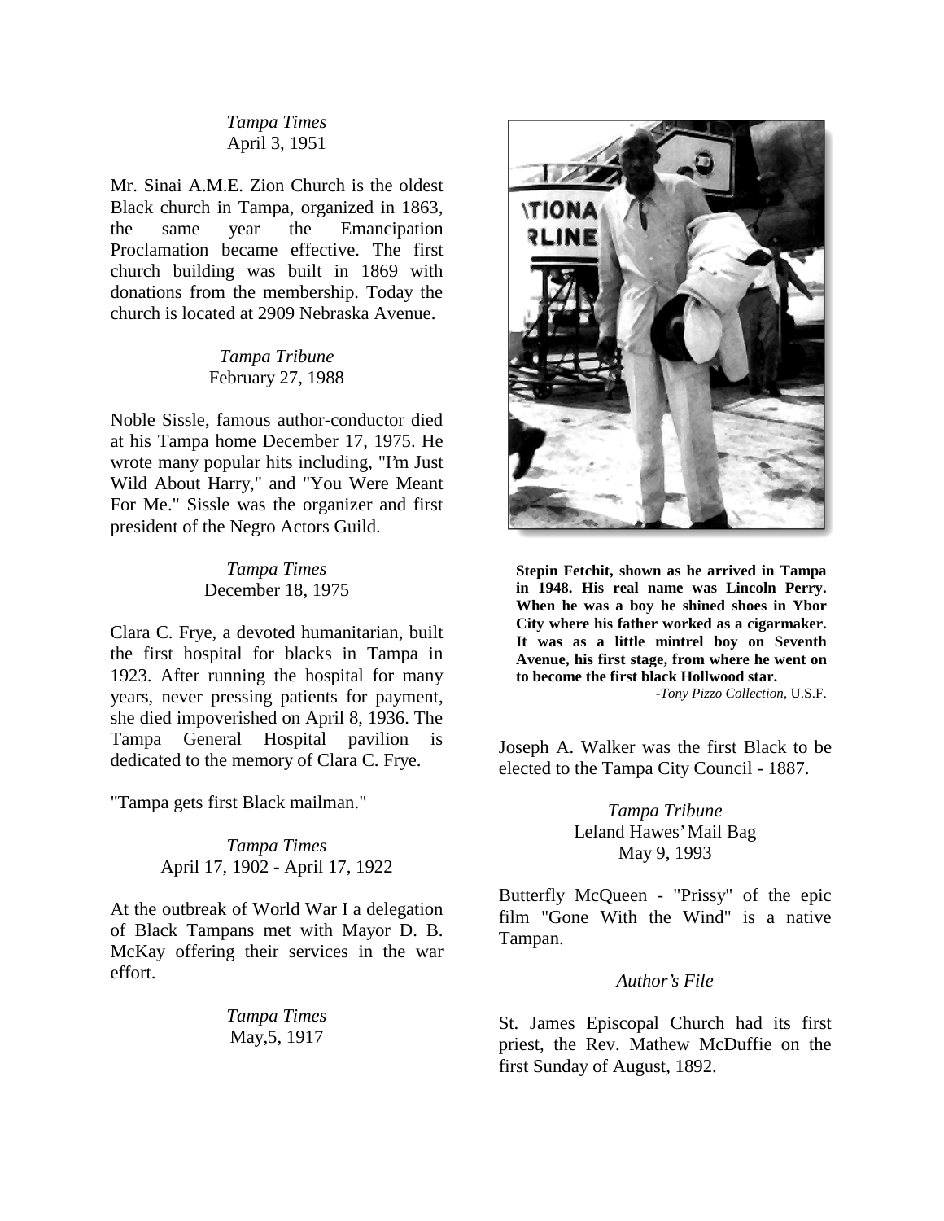*Tampa Times*
April 3, 1951

Mr. Sinai A.M.E. Zion Church is the oldest Black church in Tampa, organized in 1863, the same year the Emancipation Proclamation became effective. The first church building was built in 1869 with donations from the membership. Today the church is located at 2909 Nebraska Avenue.

*Tampa Tribune*
February 27, 1988

Noble Sissle, famous author-conductor died at his Tampa home December 17, 1975. He wrote many popular hits including, "I'm Just Wild About Harry," and "You Were Meant For Me." Sissle was the organizer and first president of the Negro Actors Guild.

*Tampa Times*
December 18, 1975

Clara C. Frye, a devoted humanitarian, built the first hospital for blacks in Tampa in 1923. After running the hospital for many years, never pressing patients for payment, she died impoverished on April 8, 1936. The Tampa General Hospital pavilion is dedicated to the memory of Clara C. Frye.

"Tampa gets first Black mailman."

*Tampa Times*
April 17, 1902 - April 17, 1922

At the outbreak of World War I a delegation of Black Tampans met with Mayor D. B. McKay offering their services in the war effort.

*Tampa Times*
May,5, 1917

**Stepin Fetchit, shown as he arrived in Tampa in 1948. His real name was Lincoln Perry. When he was a boy he shined shoes in Ybor City where his father worked as a cigarmaker. It was as a little mintrel boy on Seventh Avenue, his first stage, from where he went on to become the first black Hollwood star.**

*-Tony Pizzo Collection*, U.S.F.

Joseph A. Walker was the first Black to be elected to the Tampa City Council - 1887.

*Tampa Tribune*
Leland Hawes' Mail Bag
May 9, 1993

Butterfly McQueen - "Prissy" of the epic film "Gone With the Wind" is a native Tampan.

*Author's File*

St. James Episcopal Church had its first priest, the Rev. Mathew McDuffie on the first Sunday of August, 1892.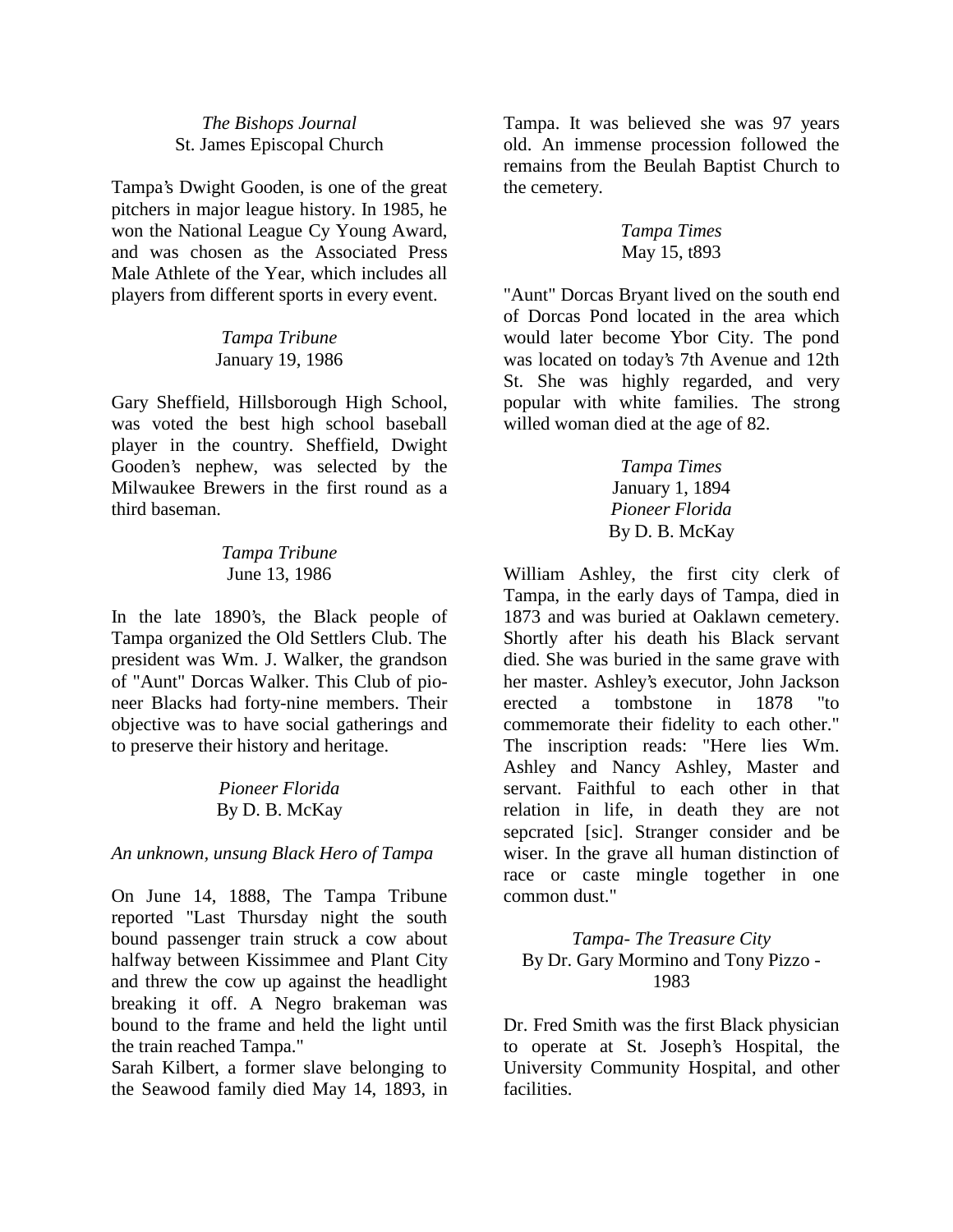*The Bishops Journal*
St. James Episcopal Church

Tampa's Dwight Gooden, is one of the great pitchers in major league history. In 1985, he won the National League Cy Young Award, and was chosen as the Associated Press Male Athlete of the Year, which includes all players from different sports in every event.

*Tampa Tribune*
January 19, 1986

Gary Sheffield, Hillsborough High School, was voted the best high school baseball player in the country. Sheffield, Dwight Gooden's nephew, was selected by the Milwaukee Brewers in the first round as a third baseman.

*Tampa Tribune*
June 13, 1986

In the late 1890's, the Black people of Tampa organized the Old Settlers Club. The president was Wm. J. Walker, the grandson of "Aunt" Dorcas Walker. This Club of pioneer Blacks had forty-nine members. Their objective was to have social gatherings and to preserve their history and heritage.

*Pioneer Florida*
By D. B. McKay

*An unknown, unsung Black Hero of Tampa*

On June 14, 1888, The Tampa Tribune reported "Last Thursday night the south bound passenger train struck a cow about halfway between Kissimmee and Plant City and threw the cow up against the headlight breaking it off. A Negro brakeman was bound to the frame and held the light until the train reached Tampa."

Sarah Kilbert, a former slave belonging to the Seawood family died May 14, 1893, in Tampa. It was believed she was 97 years old. An immense procession followed the remains from the Beulah Baptist Church to the cemetery.

*Tampa Times*
May 15, t893

"Aunt" Dorcas Bryant lived on the south end of Dorcas Pond located in the area which would later become Ybor City. The pond was located on today's 7th Avenue and 12th St. She was highly regarded, and very popular with white families. The strong willed woman died at the age of 82.

*Tampa Times*
January 1, 1894
*Pioneer Florida*
By D. B. McKay

William Ashley, the first city clerk of Tampa, in the early days of Tampa, died in 1873 and was buried at Oaklawn cemetery. Shortly after his death his Black servant died. She was buried in the same grave with her master. Ashley's executor, John Jackson erected a tombstone in 1878 "to commemorate their fidelity to each other." The inscription reads: "Here lies Wm. Ashley and Nancy Ashley, Master and servant. Faithful to each other in that relation in life, in death they are not sepcrated [sic]. Stranger consider and be wiser. In the grave all human distinction of race or caste mingle together in one common dust."

*Tampa- The Treasure City*
By Dr. Gary Mormino and Tony Pizzo - 1983

Dr. Fred Smith was the first Black physician to operate at St. Joseph's Hospital, the University Community Hospital, and other facilities.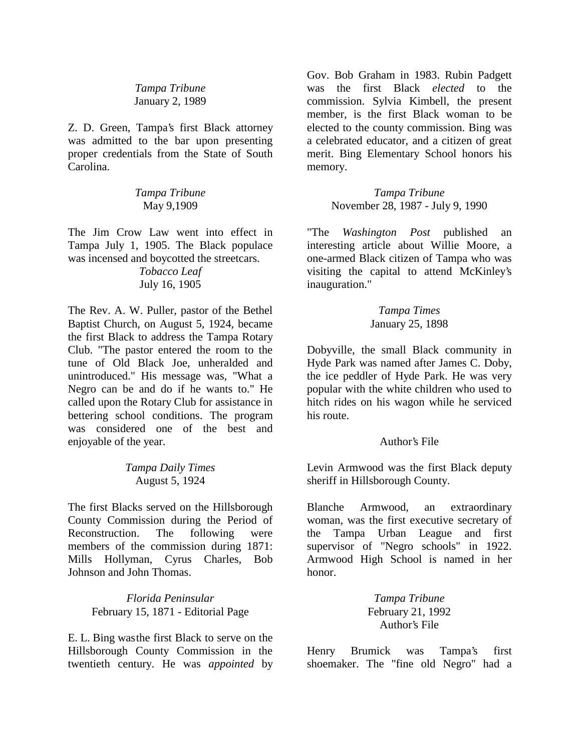*Tampa Tribune*
January 2, 1989

Z. D. Green, Tampa's first Black attorney was admitted to the bar upon presenting proper credentials from the State of South Carolina.

*Tampa Tribune*
May 9,1909

The Jim Crow Law went into effect in Tampa July 1, 1905. The Black populace was incensed and boycotted the streetcars.

*Tobacco Leaf*
July 16, 1905

The Rev. A. W. Puller, pastor of the Bethel Baptist Church, on August 5, 1924, became the first Black to address the Tampa Rotary Club. "The pastor entered the room to the tune of Old Black Joe, unheralded and unintroduced." His message was, "What a Negro can be and do if he wants to." He called upon the Rotary Club for assistance in bettering school conditions. The program was considered one of the best and enjoyable of the year.

*Tampa Daily Times*
August 5, 1924

The first Blacks served on the Hillsborough County Commission during the Period of Reconstruction. The following were members of the commission during 1871: Mills Hollyman, Cyrus Charles, Bob Johnson and John Thomas.

*Florida Peninsular*
February 15, 1871 - Editorial Page

E. L. Bing was the first Black to serve on the Hillsborough County Commission in the twentieth century. He was *appointed* by Gov. Bob Graham in 1983. Rubin Padgett was the first Black *elected* to the commission. Sylvia Kimbell, the present member, is the first Black woman to be elected to the county commission. Bing was a celebrated educator, and a citizen of great merit. Bing Elementary School honors his memory.

*Tampa Tribune*
November 28, 1987 - July 9, 1990

"The *Washington Post* published an interesting article about Willie Moore, a one-armed Black citizen of Tampa who was visiting the capital to attend McKinley's inauguration."

*Tampa Times*
January 25, 1898

Dobyville, the small Black community in Hyde Park was named after James C. Doby, the ice peddler of Hyde Park. He was very popular with the white children who used to hitch rides on his wagon while he serviced his route.

Author's File

Levin Armwood was the first Black deputy sheriff in Hillsborough County.

Blanche Armwood, an extraordinary woman, was the first executive secretary of the Tampa Urban League and first supervisor of "Negro schools" in 1922. Armwood High School is named in her honor.

*Tampa Tribune*
February 21, 1992
Author's File

Henry Brumick was Tampa's first shoemaker. The "fine old Negro" had a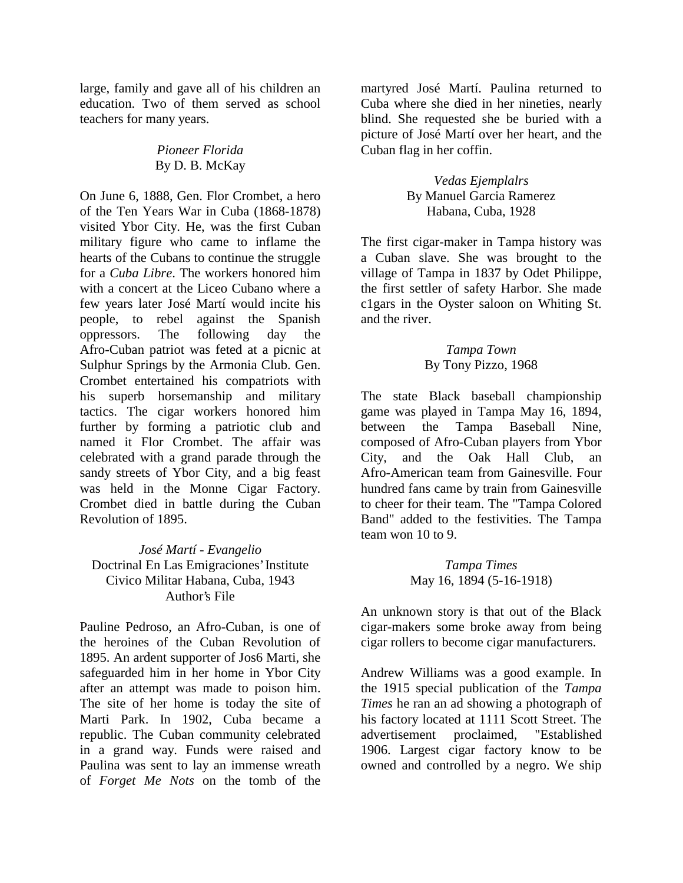large, family and gave all of his children an education. Two of them served as school teachers for many years.

*Pioneer Florida*
By D. B. McKay

On June 6, 1888, Gen. Flor Crombet, a hero of the Ten Years War in Cuba (1868-1878) visited Ybor City. He, was the first Cuban military figure who came to inflame the hearts of the Cubans to continue the struggle for a *Cuba Libre*. The workers honored him with a concert at the Liceo Cubano where a few years later José Martí would incite his people, to rebel against the Spanish oppressors. The following day the Afro-Cuban patriot was feted at a picnic at Sulphur Springs by the Armonia Club. Gen. Crombet entertained his compatriots with his superb horsemanship and military tactics. The cigar workers honored him further by forming a patriotic club and named it Flor Crombet. The affair was celebrated with a grand parade through the sandy streets of Ybor City, and a big feast was held in the Monne Cigar Factory. Crombet died in battle during the Cuban Revolution of 1895.

*José Martí - Evangelio*
Doctrinal En Las Emigraciones' Institute
Civico Militar Habana, Cuba, 1943
Author's File

Pauline Pedroso, an Afro-Cuban, is one of the heroines of the Cuban Revolution of 1895. An ardent supporter of Jos6 Marti, she safeguarded him in her home in Ybor City after an attempt was made to poison him. The site of her home is today the site of Marti Park. In 1902, Cuba became a republic. The Cuban community celebrated in a grand way. Funds were raised and Paulina was sent to lay an immense wreath of *Forget Me Nots* on the tomb of the martyred José Martí. Paulina returned to Cuba where she died in her nineties, nearly blind. She requested she be buried with a picture of José Martí over her heart, and the Cuban flag in her coffin.

*Vedas Ejemplalrs*
By Manuel Garcia Ramerez
Habana, Cuba, 1928

The first cigar-maker in Tampa history was a Cuban slave. She was brought to the village of Tampa in 1837 by Odet Philippe, the first settler of safety Harbor. She made c1gars in the Oyster saloon on Whiting St. and the river.

*Tampa Town*
By Tony Pizzo, 1968

The state Black baseball championship game was played in Tampa May 16, 1894, between the Tampa Baseball Nine, composed of Afro-Cuban players from Ybor City, and the Oak Hall Club, an Afro-American team from Gainesville. Four hundred fans came by train from Gainesville to cheer for their team. The "Tampa Colored Band" added to the festivities. The Tampa team won 10 to 9.

*Tampa Times*
May 16, 1894 (5-16-1918)

An unknown story is that out of the Black cigar-makers some broke away from being cigar rollers to become cigar manufacturers.

Andrew Williams was a good example. In the 1915 special publication of the *Tampa Times* he ran an ad showing a photograph of his factory located at 1111 Scott Street. The advertisement proclaimed, "Established 1906. Largest cigar factory know to be owned and controlled by a negro. We ship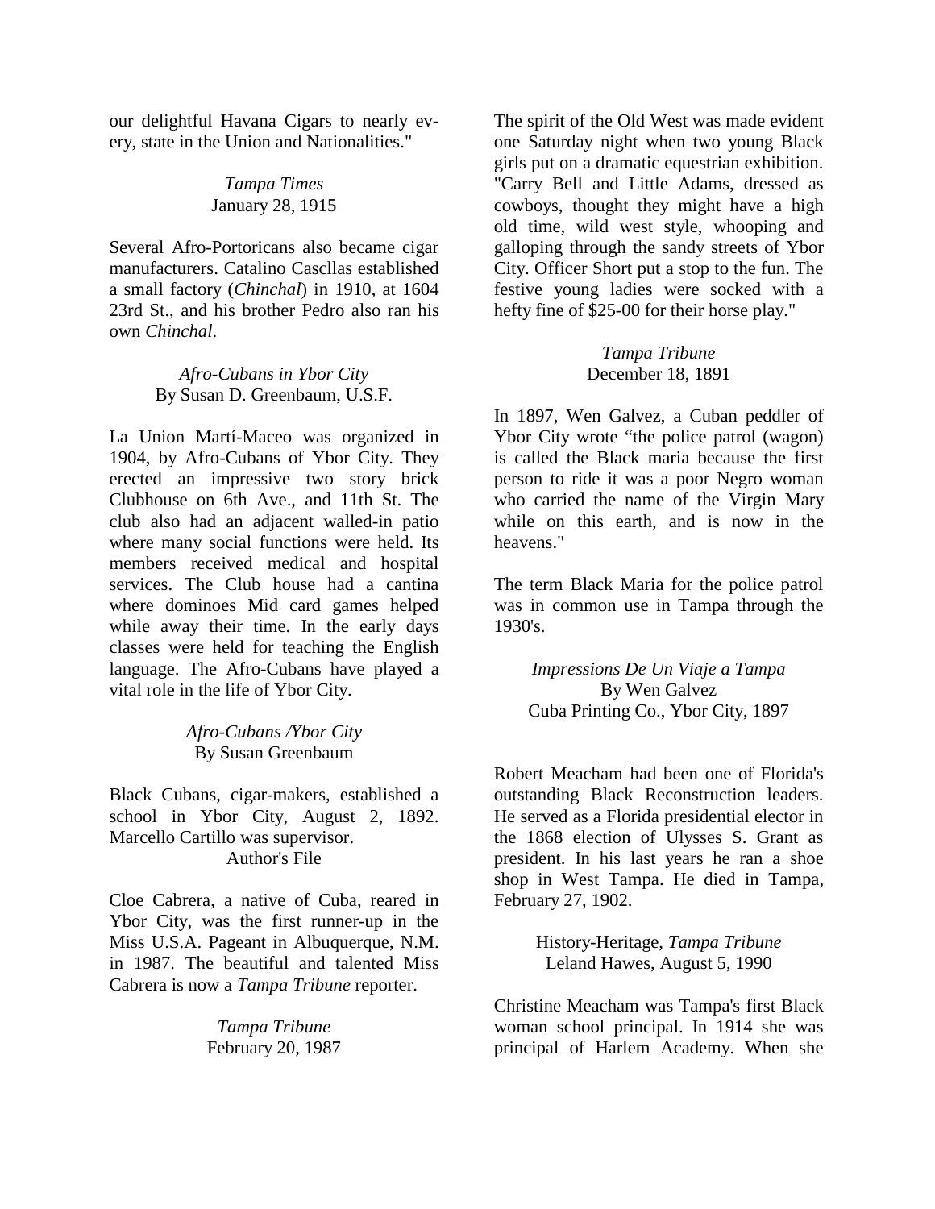our delightful Havana Cigars to nearly every, state in the Union and Nationalities."

*Tampa Times*
January 28, 1915

Several Afro-Portoricans also became cigar manufacturers. Catalino Cascllas established a small factory (*Chinchal*) in 1910, at 1604 23rd St., and his brother Pedro also ran his own *Chinchal*.

*Afro-Cubans in Ybor City*
By Susan D. Greenbaum, U.S.F.

La Union Martí-Maceo was organized in 1904, by Afro-Cubans of Ybor City. They erected an impressive two story brick Clubhouse on 6th Ave., and 11th St. The club also had an adjacent walled-in patio where many social functions were held. Its members received medical and hospital services. The Club house had a cantina where dominoes Mid card games helped while away their time. In the early days classes were held for teaching the English language. The Afro-Cubans have played a vital role in the life of Ybor City.

*Afro-Cubans /Ybor City*
By Susan Greenbaum

Black Cubans, cigar-makers, established a school in Ybor City, August 2, 1892. Marcello Cartillo was supervisor.
Author's File

Cloe Cabrera, a native of Cuba, reared in Ybor City, was the first runner-up in the Miss U.S.A. Pageant in Albuquerque, N.M. in 1987. The beautiful and talented Miss Cabrera is now a *Tampa Tribune* reporter.

*Tampa Tribune*
February 20, 1987

The spirit of the Old West was made evident one Saturday night when two young Black girls put on a dramatic equestrian exhibition. "Carry Bell and Little Adams, dressed as cowboys, thought they might have a high old time, wild west style, whooping and galloping through the sandy streets of Ybor City. Officer Short put a stop to the fun. The festive young ladies were socked with a hefty fine of $25-00 for their horse play."

*Tampa Tribune*
December 18, 1891

In 1897, Wen Galvez, a Cuban peddler of Ybor City wrote “the police patrol (wagon) is called the Black maria because the first person to ride it was a poor Negro woman who carried the name of the Virgin Mary while on this earth, and is now in the heavens."

The term Black Maria for the police patrol was in common use in Tampa through the 1930's.

*Impressions De Un Viaje a Tampa*
By Wen Galvez
Cuba Printing Co., Ybor City, 1897

Robert Meacham had been one of Florida's outstanding Black Reconstruction leaders. He served as a Florida presidential elector in the 1868 election of Ulysses S. Grant as president. In his last years he ran a shoe shop in West Tampa. He died in Tampa, February 27, 1902.

History-Heritage, *Tampa Tribune*
Leland Hawes, August 5, 1990

Christine Meacham was Tampa's first Black woman school principal. In 1914 she was principal of Harlem Academy. When she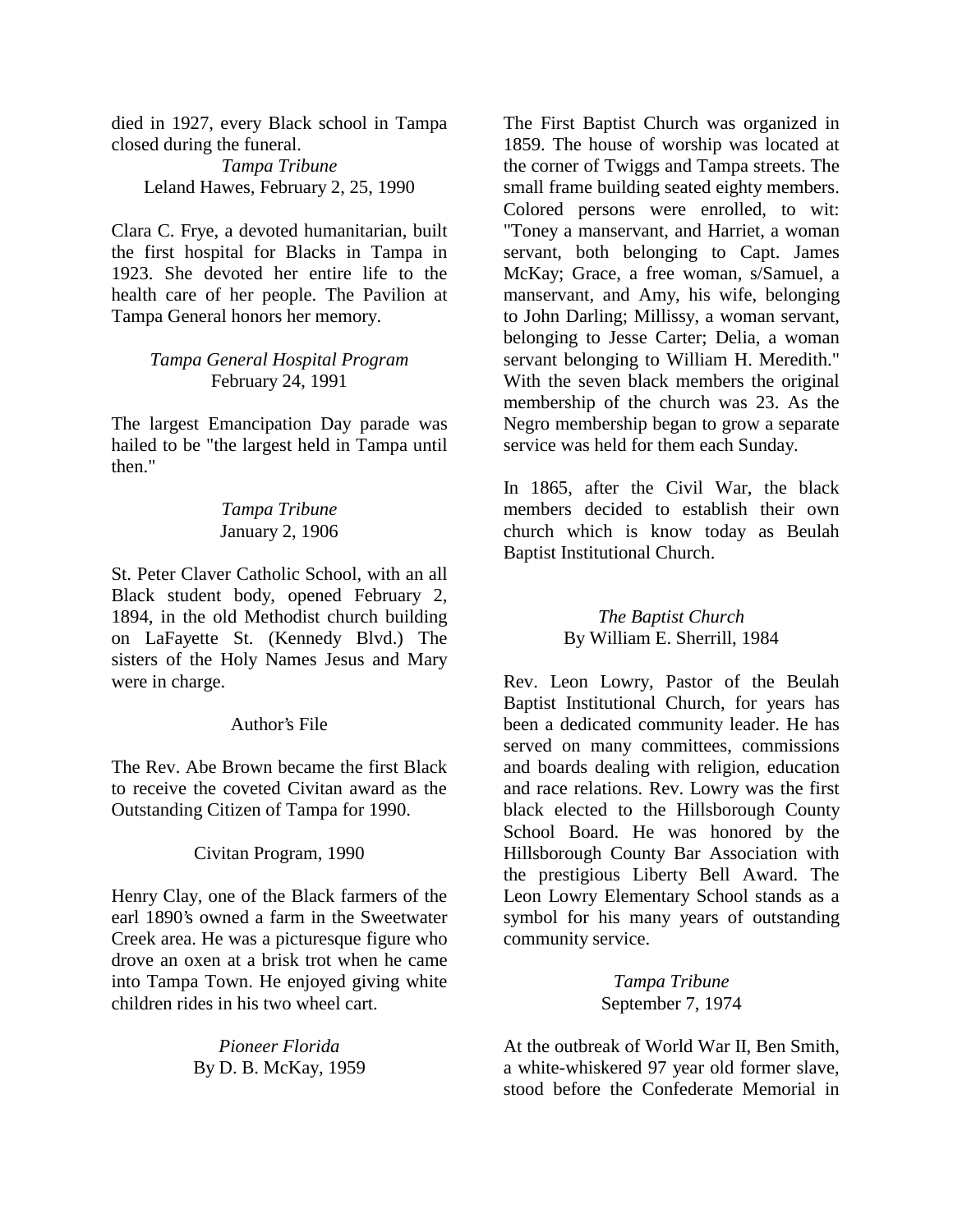died in 1927, every Black school in Tampa closed during the funeral.

*Tampa Tribune*
Leland Hawes, February 2, 25, 1990

Clara C. Frye, a devoted humanitarian, built the first hospital for Blacks in Tampa in 1923. She devoted her entire life to the health care of her people. The Pavilion at Tampa General honors her memory.

*Tampa General Hospital Program*
February 24, 1991

The largest Emancipation Day parade was hailed to be "the largest held in Tampa until then."

*Tampa Tribune*
January 2, 1906

St. Peter Claver Catholic School, with an all Black student body, opened February 2, 1894, in the old Methodist church building on LaFayette St. (Kennedy Blvd.) The sisters of the Holy Names Jesus and Mary were in charge.

Author's File

The Rev. Abe Brown became the first Black to receive the coveted Civitan award as the Outstanding Citizen of Tampa for 1990.

Civitan Program, 1990

Henry Clay, one of the Black farmers of the earl 1890's owned a farm in the Sweetwater Creek area. He was a picturesque figure who drove an oxen at a brisk trot when he came into Tampa Town. He enjoyed giving white children rides in his two wheel cart.

*Pioneer Florida*
By D. B. McKay, 1959

The First Baptist Church was organized in 1859. The house of worship was located at the corner of Twiggs and Tampa streets. The small frame building seated eighty members. Colored persons were enrolled, to wit: "Toney a manservant, and Harriet, a woman servant, both belonging to Capt. James McKay; Grace, a free woman, s/Samuel, a manservant, and Amy, his wife, belonging to John Darling; Millissy, a woman servant, belonging to Jesse Carter; Delia, a woman servant belonging to William H. Meredith." With the seven black members the original membership of the church was 23. As the Negro membership began to grow a separate service was held for them each Sunday.

In 1865, after the Civil War, the black members decided to establish their own church which is know today as Beulah Baptist Institutional Church.

*The Baptist Church*
By William E. Sherrill, 1984

Rev. Leon Lowry, Pastor of the Beulah Baptist Institutional Church, for years has been a dedicated community leader. He has served on many committees, commissions and boards dealing with religion, education and race relations. Rev. Lowry was the first black elected to the Hillsborough County School Board. He was honored by the Hillsborough County Bar Association with the prestigious Liberty Bell Award. The Leon Lowry Elementary School stands as a symbol for his many years of outstanding community service.

*Tampa Tribune*
September 7, 1974

At the outbreak of World War II, Ben Smith, a white-whiskered 97 year old former slave, stood before the Confederate Memorial in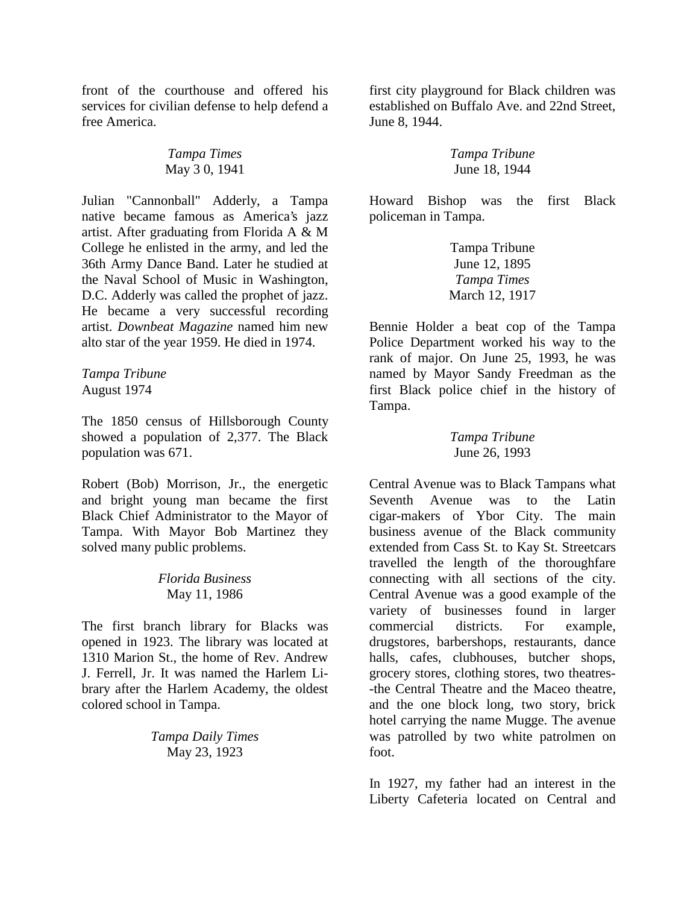front of the courthouse and offered his services for civilian defense to help defend a free America.

*Tampa Times*
May 3 0, 1941

Julian "Cannonball" Adderly, a Tampa native became famous as America's jazz artist. After graduating from Florida A & M College he enlisted in the army, and led the 36th Army Dance Band. Later he studied at the Naval School of Music in Washington, D.C. Adderly was called the prophet of jazz. He became a very successful recording artist. *Downbeat Magazine* named him new alto star of the year 1959. He died in 1974.

*Tampa Tribune*
August 1974

The 1850 census of Hillsborough County showed a population of 2,377. The Black population was 671.

Robert (Bob) Morrison, Jr., the energetic and bright young man became the first Black Chief Administrator to the Mayor of Tampa. With Mayor Bob Martinez they solved many public problems.

*Florida Business*
May 11, 1986

The first branch library for Blacks was opened in 1923. The library was located at 1310 Marion St., the home of Rev. Andrew J. Ferrell, Jr. It was named the Harlem Library after the Harlem Academy, the oldest colored school in Tampa.

*Tampa Daily Times*
May 23, 1923

first city playground for Black children was established on Buffalo Ave. and 22nd Street, June 8, 1944.

*Tampa Tribune*
June 18, 1944

Howard Bishop was the first Black policeman in Tampa.

Tampa Tribune
June 12, 1895
*Tampa Times*
March 12, 1917

Bennie Holder a beat cop of the Tampa Police Department worked his way to the rank of major. On June 25, 1993, he was named by Mayor Sandy Freedman as the first Black police chief in the history of Tampa.

*Tampa Tribune*
June 26, 1993

Central Avenue was to Black Tampans what Seventh Avenue was to the Latin cigar-makers of Ybor City. The main business avenue of the Black community extended from Cass St. to Kay St. Streetcars travelled the length of the thoroughfare connecting with all sections of the city. Central Avenue was a good example of the variety of businesses found in larger commercial districts. For example, drugstores, barbershops, restaurants, dance halls, cafes, clubhouses, butcher shops, grocery stores, clothing stores, two theatres--the Central Theatre and the Maceo theatre, and the one block long, two story, brick hotel carrying the name Mugge. The avenue was patrolled by two white patrolmen on foot.

In 1927, my father had an interest in the Liberty Cafeteria located on Central and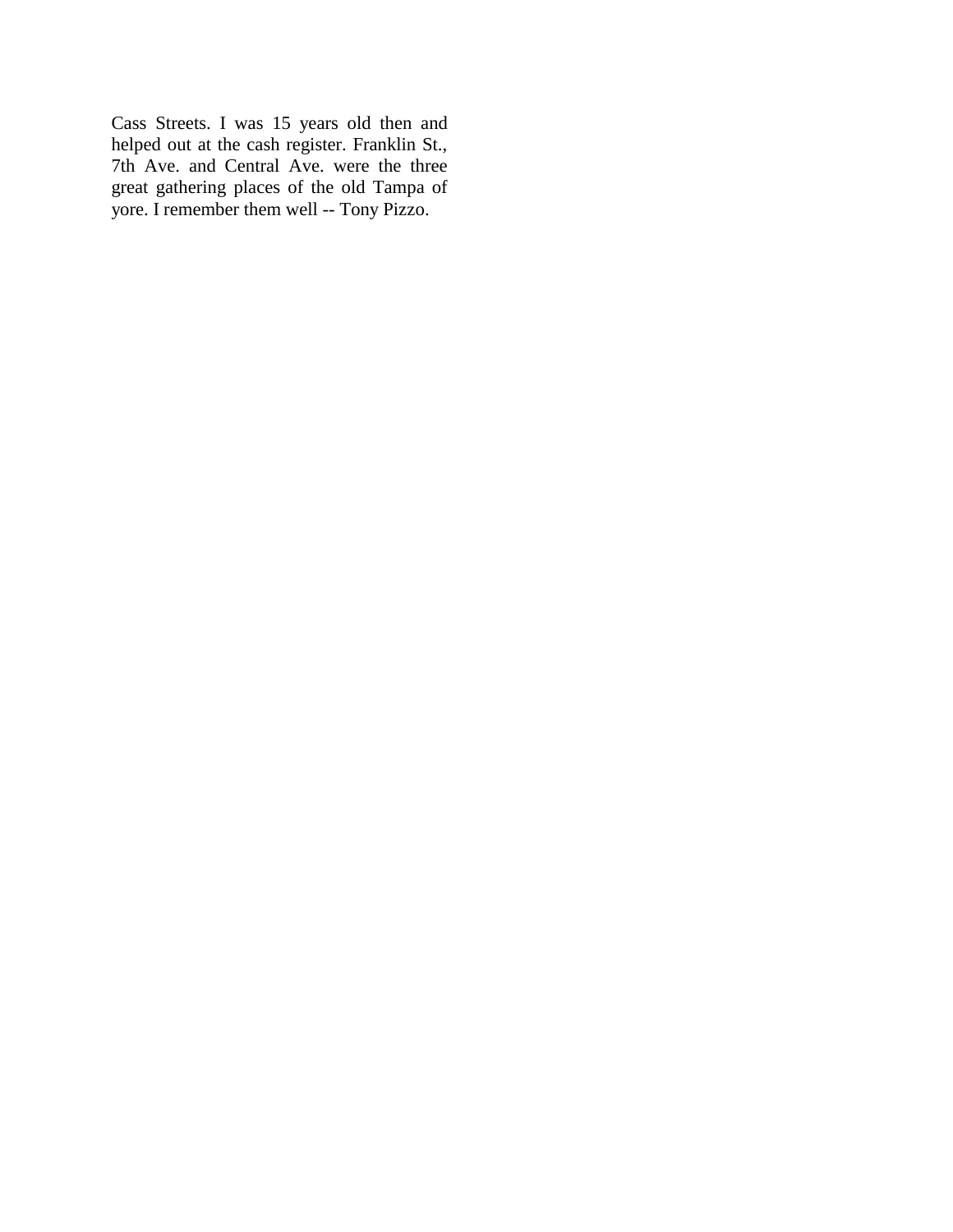Cass Streets. I was 15 years old then and helped out at the cash register. Franklin St., 7th Ave. and Central Ave. were the three great gathering places of the old Tampa of yore. I remember them well -- Tony Pizzo.